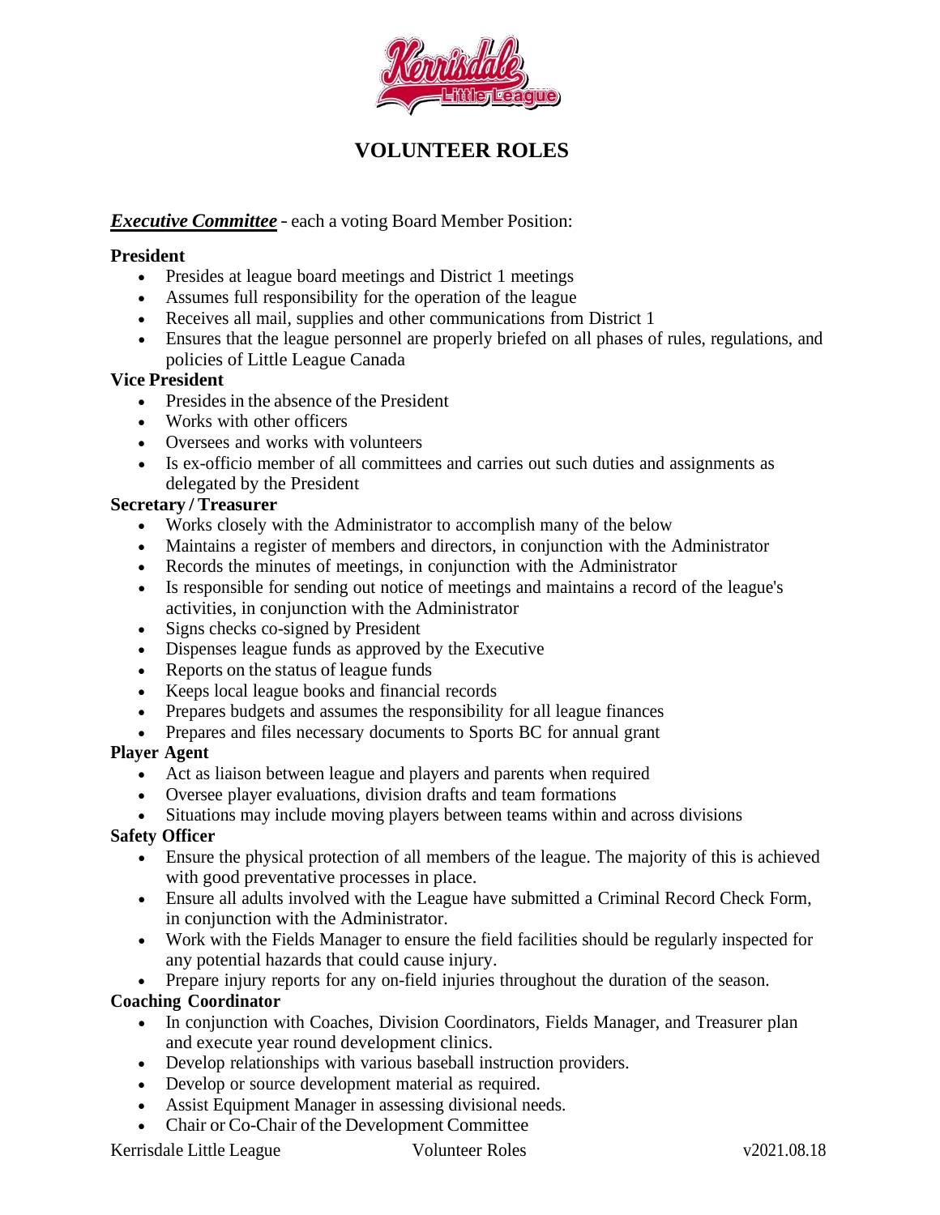# VOLUNTEER ROLES

***Executive Committee*** - each a voting Board Member Position:

**President**

- Presides at league board meetings and District 1 meetings
- Assumes full responsibility for the operation of the league
- Receives all mail, supplies and other communications from District 1
- Ensures that the league personnel are properly briefed on all phases of rules, regulations, and policies of Little League Canada

**Vice President**

- Presides in the absence of the President
- Works with other officers
- Oversees and works with volunteers
- Is ex-officio member of all committees and carries out such duties and assignments as delegated by the President

**Secretary / Treasurer**

- Works closely with the Administrator to accomplish many of the below
- Maintains a register of members and directors, in conjunction with the Administrator
- Records the minutes of meetings, in conjunction with the Administrator
- Is responsible for sending out notice of meetings and maintains a record of the league's activities, in conjunction with the Administrator
- Signs checks co-signed by President
- Dispenses league funds as approved by the Executive
- Reports on the status of league funds
- Keeps local league books and financial records
- Prepares budgets and assumes the responsibility for all league finances
- Prepares and files necessary documents to Sports BC for annual grant

**Player Agent**

- Act as liaison between league and players and parents when required
- Oversee player evaluations, division drafts and team formations
- Situations may include moving players between teams within and across divisions

**Safety Officer**

- Ensure the physical protection of all members of the league. The majority of this is achieved with good preventative processes in place.
- Ensure all adults involved with the League have submitted a Criminal Record Check Form, in conjunction with the Administrator.
- Work with the Fields Manager to ensure the field facilities should be regularly inspected for any potential hazards that could cause injury.
- Prepare injury reports for any on-field injuries throughout the duration of the season.

**Coaching Coordinator**

- In conjunction with Coaches, Division Coordinators, Fields Manager, and Treasurer plan and execute year round development clinics.
- Develop relationships with various baseball instruction providers.
- Develop or source development material as required.
- Assist Equipment Manager in assessing divisional needs.
- Chair or Co-Chair of the Development Committee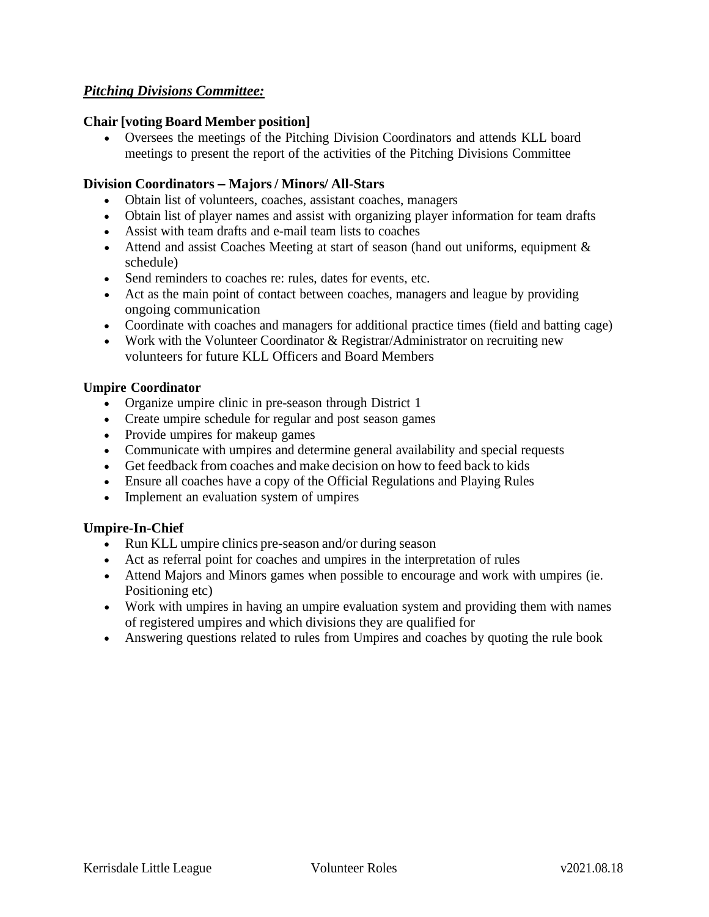## ***Pitching Divisions Committee:***

**Chair [voting Board Member position]**

- Oversees the meetings of the Pitching Division Coordinators and attends KLL board meetings to present the report of the activities of the Pitching Divisions Committee

**Division Coordinators – Majors / Minors/ All-Stars**

- Obtain list of volunteers, coaches, assistant coaches, managers
- Obtain list of player names and assist with organizing player information for team drafts
- Assist with team drafts and e-mail team lists to coaches
- Attend and assist Coaches Meeting at start of season (hand out uniforms, equipment & schedule)
- Send reminders to coaches re: rules, dates for events, etc.
- Act as the main point of contact between coaches, managers and league by providing ongoing communication
- Coordinate with coaches and managers for additional practice times (field and batting cage)
- Work with the Volunteer Coordinator & Registrar/Administrator on recruiting new volunteers for future KLL Officers and Board Members

**Umpire Coordinator**

- Organize umpire clinic in pre-season through District 1
- Create umpire schedule for regular and post season games
- Provide umpires for makeup games
- Communicate with umpires and determine general availability and special requests
- Get feedback from coaches and make decision on how to feed back to kids
- Ensure all coaches have a copy of the Official Regulations and Playing Rules
- Implement an evaluation system of umpires

**Umpire-In-Chief**

- Run KLL umpire clinics pre-season and/or during season
- Act as referral point for coaches and umpires in the interpretation of rules
- Attend Majors and Minors games when possible to encourage and work with umpires (ie. Positioning etc)
- Work with umpires in having an umpire evaluation system and providing them with names of registered umpires and which divisions they are qualified for
- Answering questions related to rules from Umpires and coaches by quoting the rule book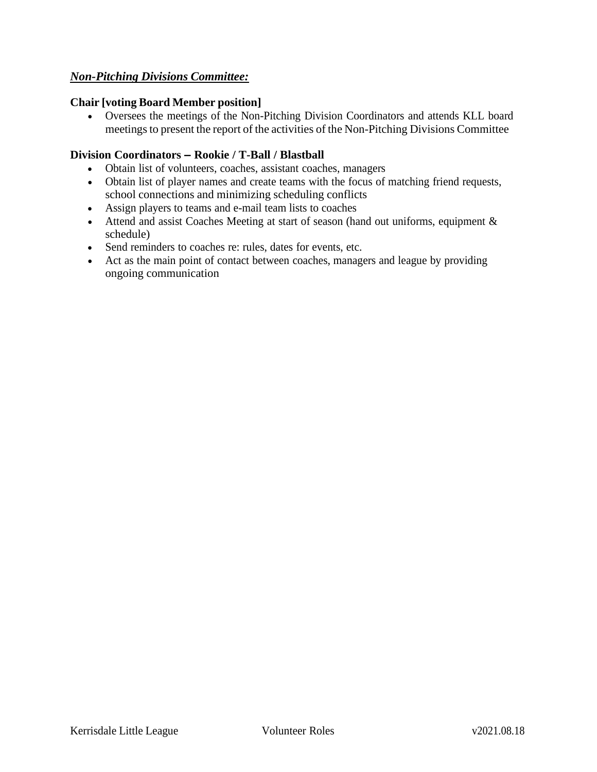***Non-Pitching Divisions Committee:***

**Chair [voting Board Member position]**

- Oversees the meetings of the Non-Pitching Division Coordinators and attends KLL board meetings to present the report of the activities of the Non-Pitching Divisions Committee

**Division Coordinators – Rookie / T-Ball / Blastball**

- Obtain list of volunteers, coaches, assistant coaches, managers
- Obtain list of player names and create teams with the focus of matching friend requests, school connections and minimizing scheduling conflicts
- Assign players to teams and e-mail team lists to coaches
- Attend and assist Coaches Meeting at start of season (hand out uniforms, equipment & schedule)
- Send reminders to coaches re: rules, dates for events, etc.
- Act as the main point of contact between coaches, managers and league by providing ongoing communication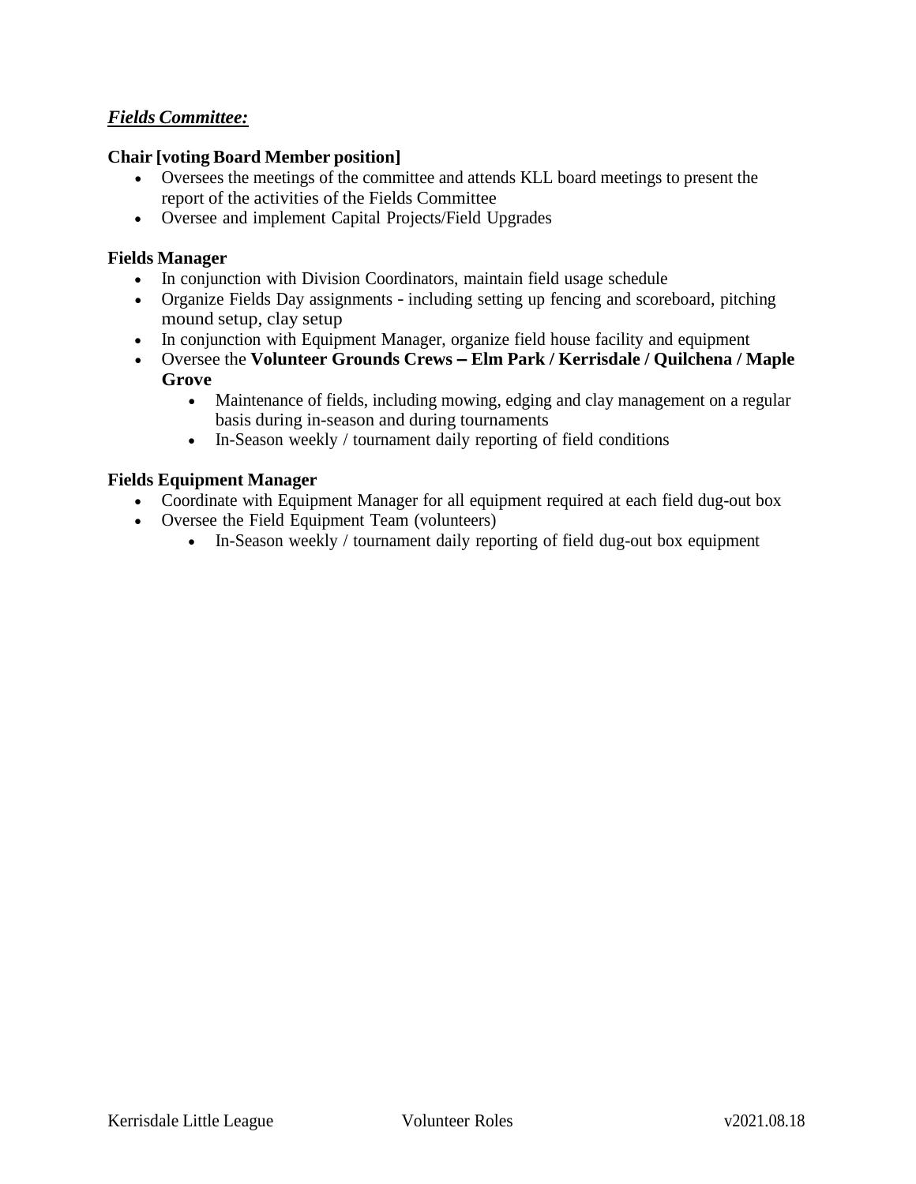***Fields Committee:***

**Chair [voting Board Member position]**

- Oversees the meetings of the committee and attends KLL board meetings to present the report of the activities of the Fields Committee
- Oversee and implement Capital Projects/Field Upgrades

**Fields Manager**

- In conjunction with Division Coordinators, maintain field usage schedule
- Organize Fields Day assignments - including setting up fencing and scoreboard, pitching mound setup, clay setup
- In conjunction with Equipment Manager, organize field house facility and equipment
- Oversee the **Volunteer Grounds Crews – Elm Park / Kerrisdale / Quilchena / Maple Grove**
  - Maintenance of fields, including mowing, edging and clay management on a regular basis during in-season and during tournaments
  - In-Season weekly / tournament daily reporting of field conditions

**Fields Equipment Manager**

- Coordinate with Equipment Manager for all equipment required at each field dug-out box
- Oversee the Field Equipment Team (volunteers)
  - In-Season weekly / tournament daily reporting of field dug-out box equipment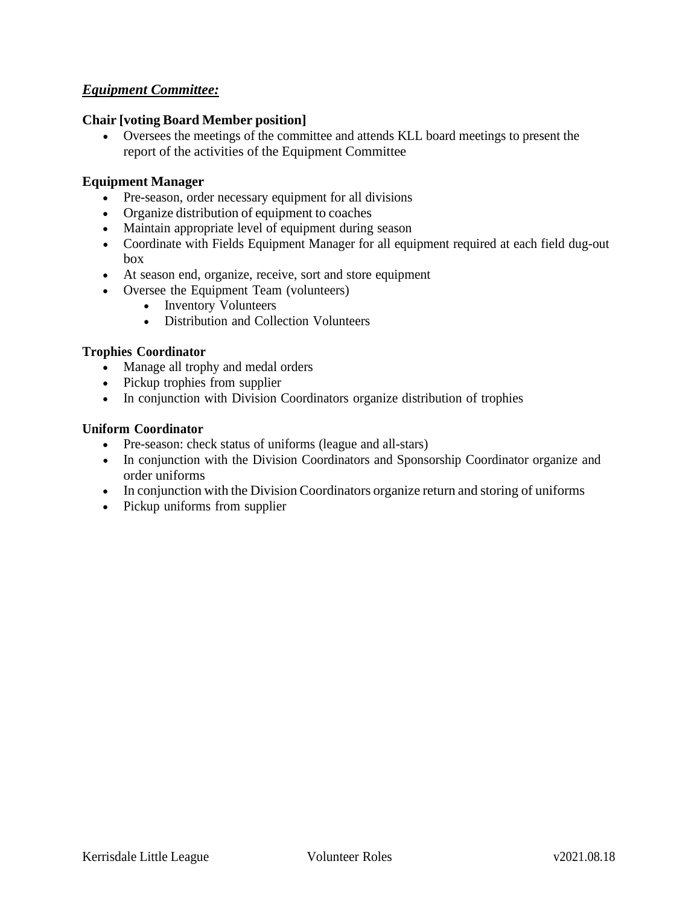## ***Equipment Committee:***

**Chair [voting Board Member position]**

- Oversees the meetings of the committee and attends KLL board meetings to present the report of the activities of the Equipment Committee

**Equipment Manager**

- Pre-season, order necessary equipment for all divisions
- Organize distribution of equipment to coaches
- Maintain appropriate level of equipment during season
- Coordinate with Fields Equipment Manager for all equipment required at each field dug-out box
- At season end, organize, receive, sort and store equipment
- Oversee the Equipment Team (volunteers)
  - Inventory Volunteers
  - Distribution and Collection Volunteers

**Trophies Coordinator**

- Manage all trophy and medal orders
- Pickup trophies from supplier
- In conjunction with Division Coordinators organize distribution of trophies

**Uniform Coordinator**

- Pre-season: check status of uniforms (league and all-stars)
- In conjunction with the Division Coordinators and Sponsorship Coordinator organize and order uniforms
- In conjunction with the Division Coordinators organize return and storing of uniforms
- Pickup uniforms from supplier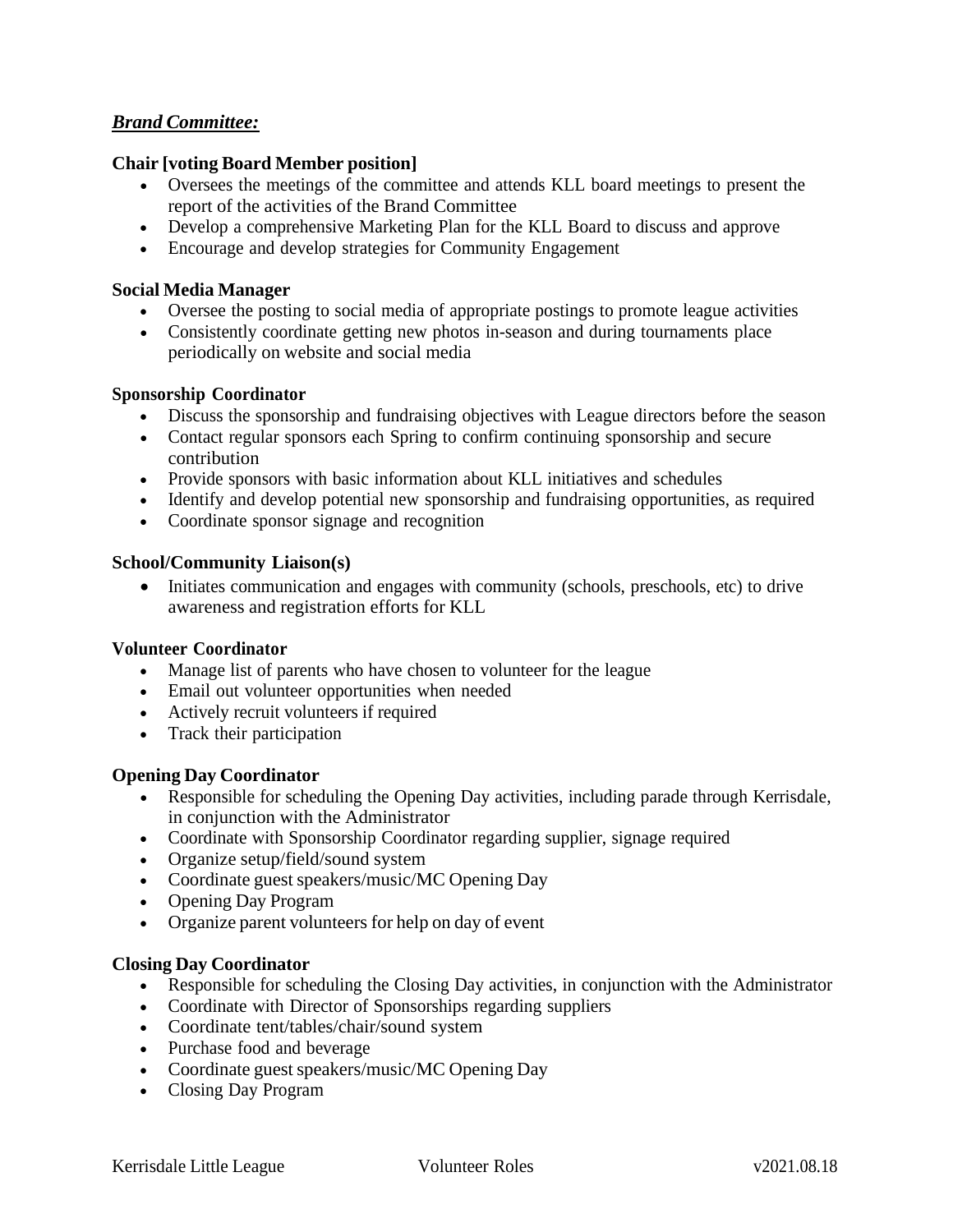***Brand Committee:***

**Chair [voting Board Member position]**

- Oversees the meetings of the committee and attends KLL board meetings to present the report of the activities of the Brand Committee
- Develop a comprehensive Marketing Plan for the KLL Board to discuss and approve
- Encourage and develop strategies for Community Engagement

**Social Media Manager**

- Oversee the posting to social media of appropriate postings to promote league activities
- Consistently coordinate getting new photos in-season and during tournaments place periodically on website and social media

**Sponsorship Coordinator**

- Discuss the sponsorship and fundraising objectives with League directors before the season
- Contact regular sponsors each Spring to confirm continuing sponsorship and secure contribution
- Provide sponsors with basic information about KLL initiatives and schedules
- Identify and develop potential new sponsorship and fundraising opportunities, as required
- Coordinate sponsor signage and recognition

**School/Community Liaison(s)**

- Initiates communication and engages with community (schools, preschools, etc) to drive awareness and registration efforts for KLL

**Volunteer Coordinator**

- Manage list of parents who have chosen to volunteer for the league
- Email out volunteer opportunities when needed
- Actively recruit volunteers if required
- Track their participation

**Opening Day Coordinator**

- Responsible for scheduling the Opening Day activities, including parade through Kerrisdale, in conjunction with the Administrator
- Coordinate with Sponsorship Coordinator regarding supplier, signage required
- Organize setup/field/sound system
- Coordinate guest speakers/music/MC Opening Day
- Opening Day Program
- Organize parent volunteers for help on day of event

**Closing Day Coordinator**

- Responsible for scheduling the Closing Day activities, in conjunction with the Administrator
- Coordinate with Director of Sponsorships regarding suppliers
- Coordinate tent/tables/chair/sound system
- Purchase food and beverage
- Coordinate guest speakers/music/MC Opening Day
- Closing Day Program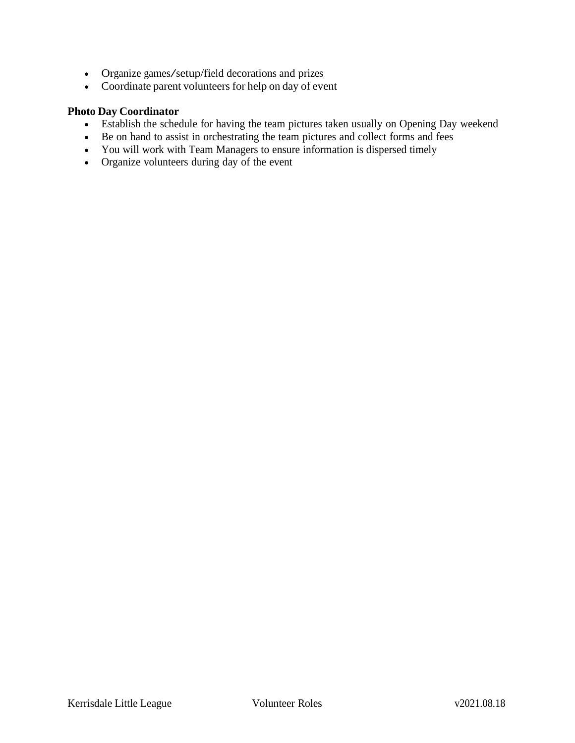- Organize games/setup/field decorations and prizes
- Coordinate parent volunteers for help on day of event

**Photo Day Coordinator**

- Establish the schedule for having the team pictures taken usually on Opening Day weekend
- Be on hand to assist in orchestrating the team pictures and collect forms and fees
- You will work with Team Managers to ensure information is dispersed timely
- Organize volunteers during day of the event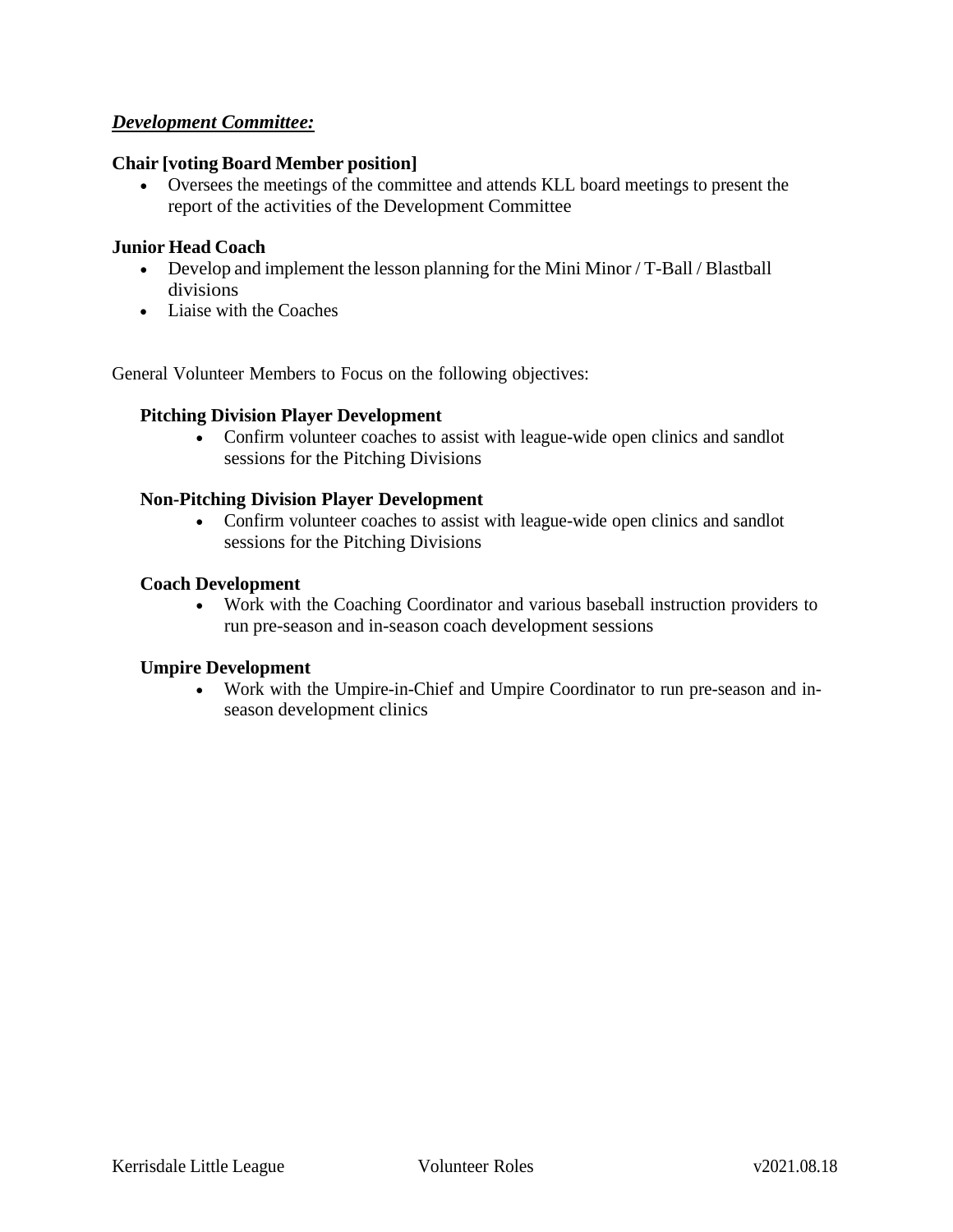***Development Committee:***

**Chair [voting Board Member position]**

- Oversees the meetings of the committee and attends KLL board meetings to present the report of the activities of the Development Committee

**Junior Head Coach**

- Develop and implement the lesson planning for the Mini Minor / T-Ball / Blastball divisions
- Liaise with the Coaches

General Volunteer Members to Focus on the following objectives:

**Pitching Division Player Development**

- Confirm volunteer coaches to assist with league-wide open clinics and sandlot sessions for the Pitching Divisions

**Non-Pitching Division Player Development**

- Confirm volunteer coaches to assist with league-wide open clinics and sandlot sessions for the Pitching Divisions

**Coach Development**

- Work with the Coaching Coordinator and various baseball instruction providers to run pre-season and in-season coach development sessions

**Umpire Development**

- Work with the Umpire-in-Chief and Umpire Coordinator to run pre-season and in-season development clinics